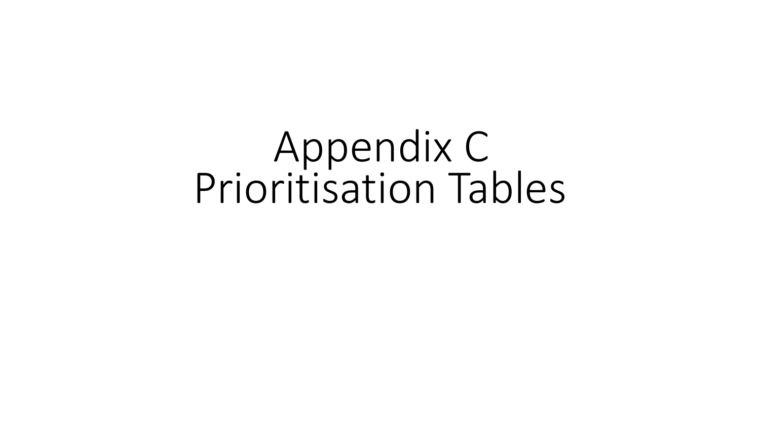# Appendix C
# Prioritisation Tables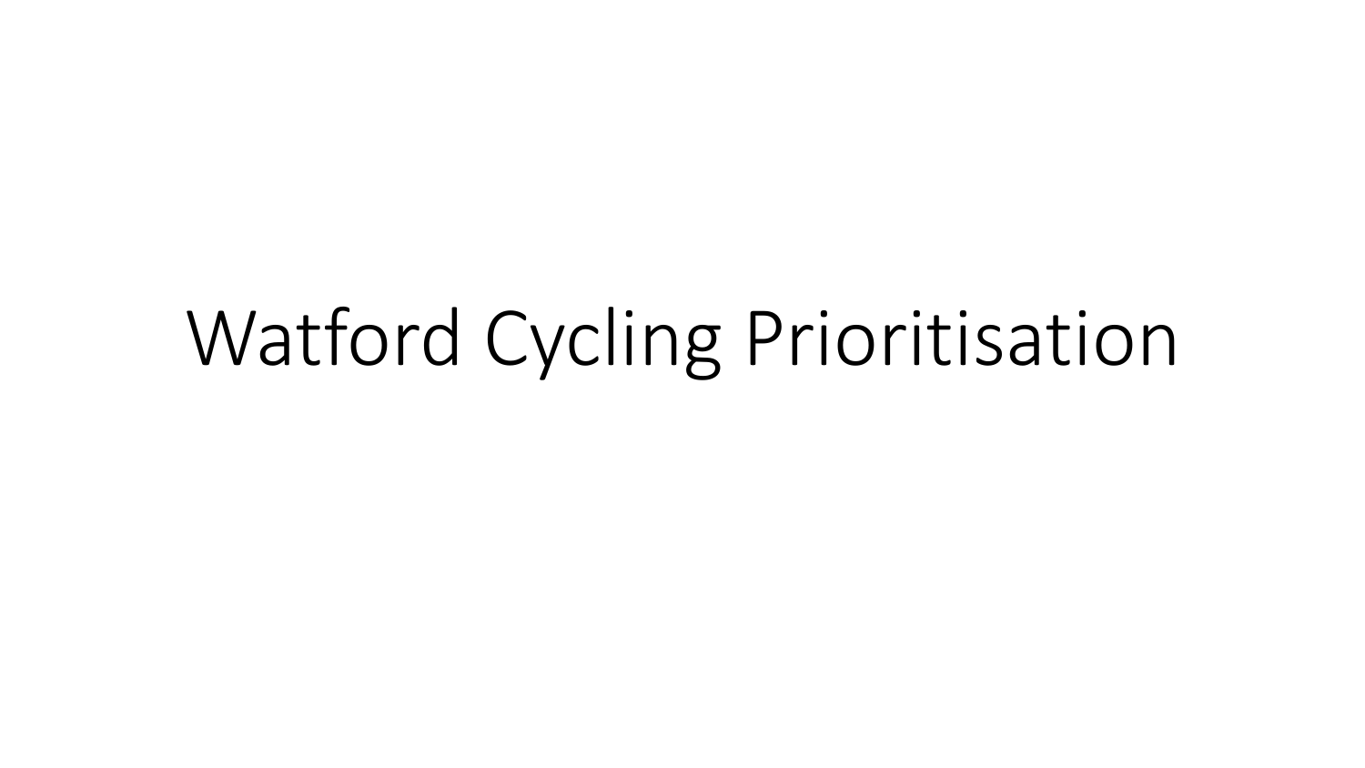# Watford Cycling Prioritisation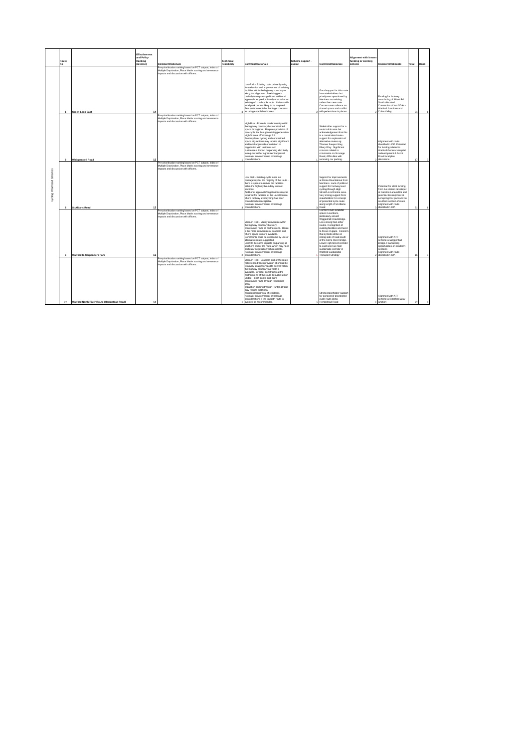| | Route No | | Effectiveness and Policy Ranking (reverse) | Comment/Rationale | Technical Feasibility | Comment/Rationale | Scheme support - overall | Comment/Rationale | Alignment with known funding or existing scheme | Comment/Rationale | Total | Rank |
|---|---|---|---|---|---|---|---|---|---|---|---|---|
| Cycling Prioritised Schemes | 1 | Green Loop East | 14 | Pre-prioritisation ranking based on PCT outputs, Index of Multiple Deprivation, Place Matrix scoring and severance impacts and discussion with officers. | 3 | Low Risk - Existing route primarily using formalisation and improvement of existing facilities within the highway boundary or along the alignment of existing path. Unlikely to require significant additional approvals as predominantly on-road or on existing off road cycle route. Liaison with retail park owners likely to be required. Few environmental or heritage concerns as using established routes. | 2 | Good support for this route from stakeholders but priority was questioned by Members as existing rather than new route. Concern over reliance on shared space and conflict with pedestrians in places. | 2 | Funding for footway resurfacing of Albert Rd South allocated. Connection of two SDAs - Watford Junction and Colne Valley. | 21 | 1 |
| | 2 | Whippendell Road | 13 | Pre-prioritisation ranking based on PCT outputs, Index of Multiple Deprivation, Place Matrix scoring and severance impacts and discussion with officers. | 1 | High Risk - Route is predominantly within the highway boundary but constrained space throughout. Requires provision of new cycle link through existing pedestrian High St area of Vicarage Rd. Footway level cycling and constrained space at junctions may require significant additional approvals/consultation or negotiation with residents and businesses. Impact on parking also likely to require further agreement/approval. No major environmental or heritage considerations. | 1 | Stakeholder support for a route in this area but acknowledgement that this is a constrained route - support for exploration of alternative routes eg Thomas Sawyer Way, Ebury Way. Significant concern related to constraints on Vicarage Road, difficulties with removing car parking. | 2 | Alignment with route identified in IDP. Potential for funding related to Watford General Hospital redevelopment & Ascot Road local plan allocations. | 17 | 3 |
| | 3 | St Albans Road | 12 | Pre-prioritisation ranking based on PCT outputs, Index of Multiple Deprivation, Place Matrix scoring and severance impacts and discussion with officers. | 3 | Low Risk - Existing cycle lanes on carriageway for the majority of the route - there is space to deliver the facilities within the highway boundary in most sections. Additional approvals/negotiations may be required for facilities at the Local Centre where footway level cycling has been considered unacceptable. No major environmental or heritage considerations. | 3 | Support for improvements at Dome Roundabout from Members. Lack of political support for footway level cycling through High Street/Local Centre area. Very strong support from stakeholders for concept of protected cycle route along length of St Albans Road. | 3 | Potential for s106 funding from bus station developer at Gammon Lane/A405 and potential development at Leggatts Car park and on southern section of route. Alignment with route identified in IDP. | 21 | 1 |
| | 6 | Watford to Carpenders Park | 11 | Pre-prioritisation ranking based on PCT outputs, Index of Multiple Deprivation, Place Matrix scoring and severance impacts and discussion with officers. | 2 | Medium Risk - Mainly deliverable within the highway boundary but very constrained route at northern end. Route is but more deliverable at southern end where space is more available. Constraints could be overcome by use of alternative route suggested. Likely to be some impacts on parking at southern end of the route which may need particular negotiation with residents. No major environmental or heritage considerations. | 1 | Concern over available space in sections, particularly around Wiggenhall Road Bridge. Less strong than other routes. Recognition of existing facilities and need to focus on gaps. Concern that cyclists will be on wrong side of road south of the Colne River bridge. Lower High Street corridor to east seen as main sustainable corridor in Watford Sustainable Transport Strategy | 2 | Alignment with ATF scheme at Wiggenhall Bridge. Few funding opportunities on southern sections. Alignment with route identified in IDP. | 16 | 5 |
| | 17 | Watford North River Route (Hempstead Road) | 10 | Pre-prioritisation ranking based on PCT outputs, Index of Multiple Deprivation, Place Matrix scoring and severance impacts and discussion with officers. | 2 | Medium Risk - Southern end of the route with stepped track provision should be relatively straightforward to deliver within the highway boundary as width is available. Greater constraints at the northern end of the route through Hunton Bridge - pinch points and more constrained route through residential area. Impact on parking through Hunton Bridge may require additional negotiation/approval of residents. No major environmental or heritage considerations if the towpath route is avoided as recommended. | 3 | Strong stakeholder support for concept of prorotected cycle route along Hempstead Road | 2 | Alignment with ATF scheme at Stratford Way junction | 17 | 3 |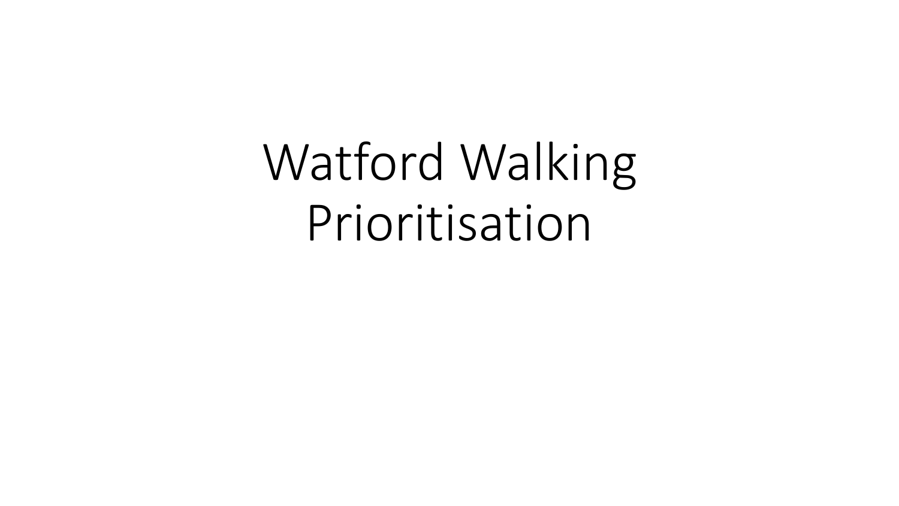# Watford Walking Prioritisation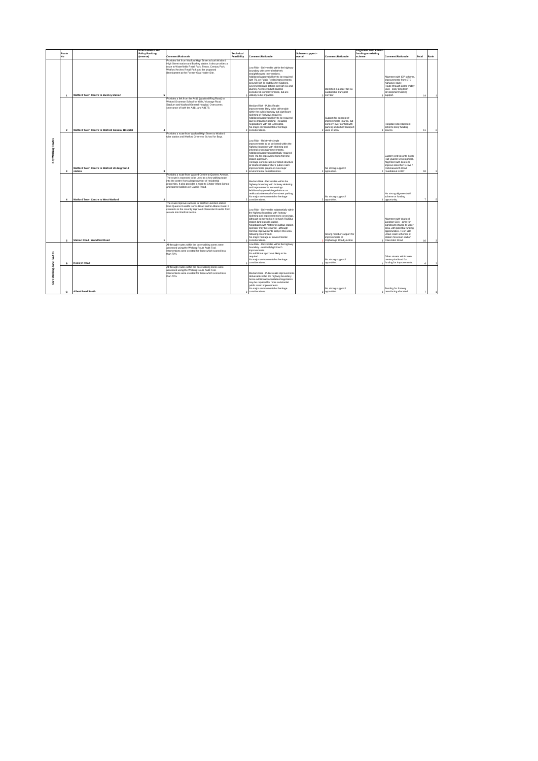| | Route No | | Effectiveness and Policy Ranking (reverse) | Comment/Rationale | Technical Feasibility | Comment/Rationale | Scheme support - overall | Comment/Rationale | Alignment with known funding or existing scheme | Comment/Rationale | Total | Rank |
|---|---|---|---|---|---|---|---|---|---|---|---|---|
| Key Walking Routes | 1 | Watford Town Centre to Bushey Station | 5 | Provides link from Watford High Street to both Watford High Street station and Bushey station. It also provides a route to Waterfields Retail Park, Tesco, Century Park, Watford Arches Retail Park and the proposed development at the Former Gas Holder Site. | 3 | Low Risk - Deliverable within the highway boundary with several relatively straightforward interventions. Additional approvals likely to be required with TfL on Public Realm improvements around High St and Bushey Stations. Several Heritage listings on High St, and Bushey Arches viaduct must be considered in improvements, but are unlikely to be impacted. | 3 | Identified in Local Plan as sustainable transport corridor. | 3 | Alignment with IDP scheme, improvements from STS highways study. Route through Colne Valley SDA - likely long term development funding support. | 14 | 1 |
| | 2 | Watford Town Centre to Watford General Hospital | 4 | Provides a link from the A411 (Watford Ring Road) to Watford Grammar School for Girls, Vicarage Road Stadium and Watford General Hospital. Overcomes severance of both the A411 and A4178. | 2 | Medium Risk - Public Realm improvements likely to be deliverable within the public highway but significant widening of footways required. Additional approvals likely to be required due to impact on parking - including negotiations with WFC/Hospital. No major environmental or heritage considerations. | 2 | Support for concept of improvements in area, but concern over conflict with parking and other transport uses in area. | 3 | Hospital redevelopment scheme likely funding source. | 11 | 2 |
| | 3 | Watford Town Centre to Watford Underground station | 3 | Provides a route from Watford High Street to Watford tube station and Watford Grammar School for Boys. | 3 | Low Risk - Relatively simple improvements to be delivered within the highway boundary with widening and informal crossing improvements. Additional approvals potentially required from TfL for improvements to Met line station approach. Heritage consideration of listed structure at Watford Station where public realm improvements proposed. No major environmental considerations. | 2 | No strong support / opposition. | 2 | Eastern end ties into Town Hall Quarter Development. Alignment with desire to improve Beechen Grove / Rickmansworth Road roundabout in IDP | 10 | 3 |
| | 4 | Watford Town Centre to West Watford | 2 | Provides a route from Watford Centre to Queens Avenue. The route is expected to be used as a key walking route into the centre from a large number of residential properties. It also provides a route to Chater Infant School and sports facilities on Cassio Road. | 2 | Medium Risk - Deliverable within the highway boundary with footway widening and improvements to crossings. Additional approvals/negotiations on reallocation/removal of on-street parking. No major environmental or heritage considerations. | 2 | No strong support / opposition. | 1 | No strong alignment with scheme or funding opportunity. | 7 | 5 |
| | 5 | Station Road / Woodford Road | 1 | The route improves access to Watford Junction station from Queens Road/St Johns Road and St Albans Road. It connects to the recently improved Clarendon Road to form a route into Watford centre. | 3 | Low Risk - Deliverable substantially within the highway boundary with footway widening and improvements to crossings, although some work on Network Rail/Bus station land outside station. Negotiation with Network Rail/bus station operator may be required - although minimal improvements likely in this area following recent work. No major heritage or environmental considerations. | 3 | Strong member support for improvements at Orphanage Road junction | 3 | Alignment with Watford Junction SDA - aims for significant change to wider area, with potential funding opportunities. Tie in with urban realm schemes at Station forecourt and on Clarendon Road | 10 | 3 |
| Core Walking Zone Routes | B | Rosslyn Road | | All through-routes within the core walking zones were assessed using the Walking Route Audit Tool. Interventions were created for those which scored less than 70% | 3 | Low Risk - Deliverable within the highway boundary - relatively light touch improvements. No additional approvals likely to be required. No major environmental or heritage considerations. | 2 | No strong support / opposition. | 1 | Other streets within town centre prioritised for funding for improvements. | 6 | 2 |
| | G | Albert Road South | | All through-routes within the core walking zones were assessed using the Walking Route Audit Tool. Interventions were created for those which scored less than 70% | 2 | Medium Risk - Public realm improvements deliverable within the highway boundary. Some additional consultation/negotiation may be required for more substantial public realm improvements. No major environmental or heritage considerations. | 2 | No strong support / opposition. | 3 | Funding for footway resurfacing allocated. | 7 | 1 |